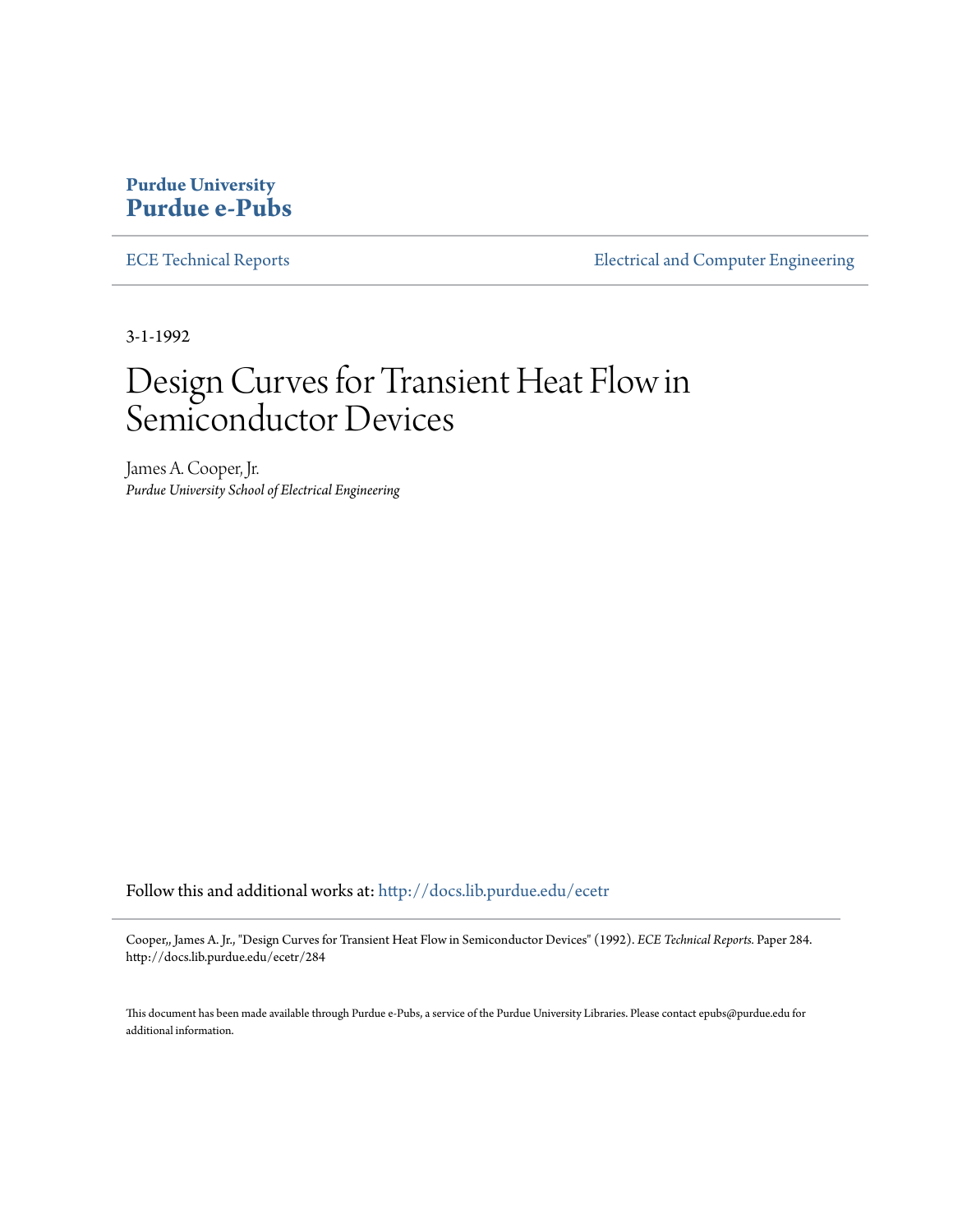**Purdue University**
**Purdue e-Pubs**

ECE Technical Reports | Electrical and Computer Engineering

3-1-1992

# Design Curves for Transient Heat Flow in Semiconductor Devices

James A. Cooper, Jr.
*Purdue University School of Electrical Engineering*

Follow this and additional works at: http://docs.lib.purdue.edu/ecetr

Cooper,, James A. Jr., "Design Curves for Transient Heat Flow in Semiconductor Devices" (1992). *ECE Technical Reports.* Paper 284.
http://docs.lib.purdue.edu/ecetr/284

This document has been made available through Purdue e-Pubs, a service of the Purdue University Libraries. Please contact epubs@purdue.edu for additional information.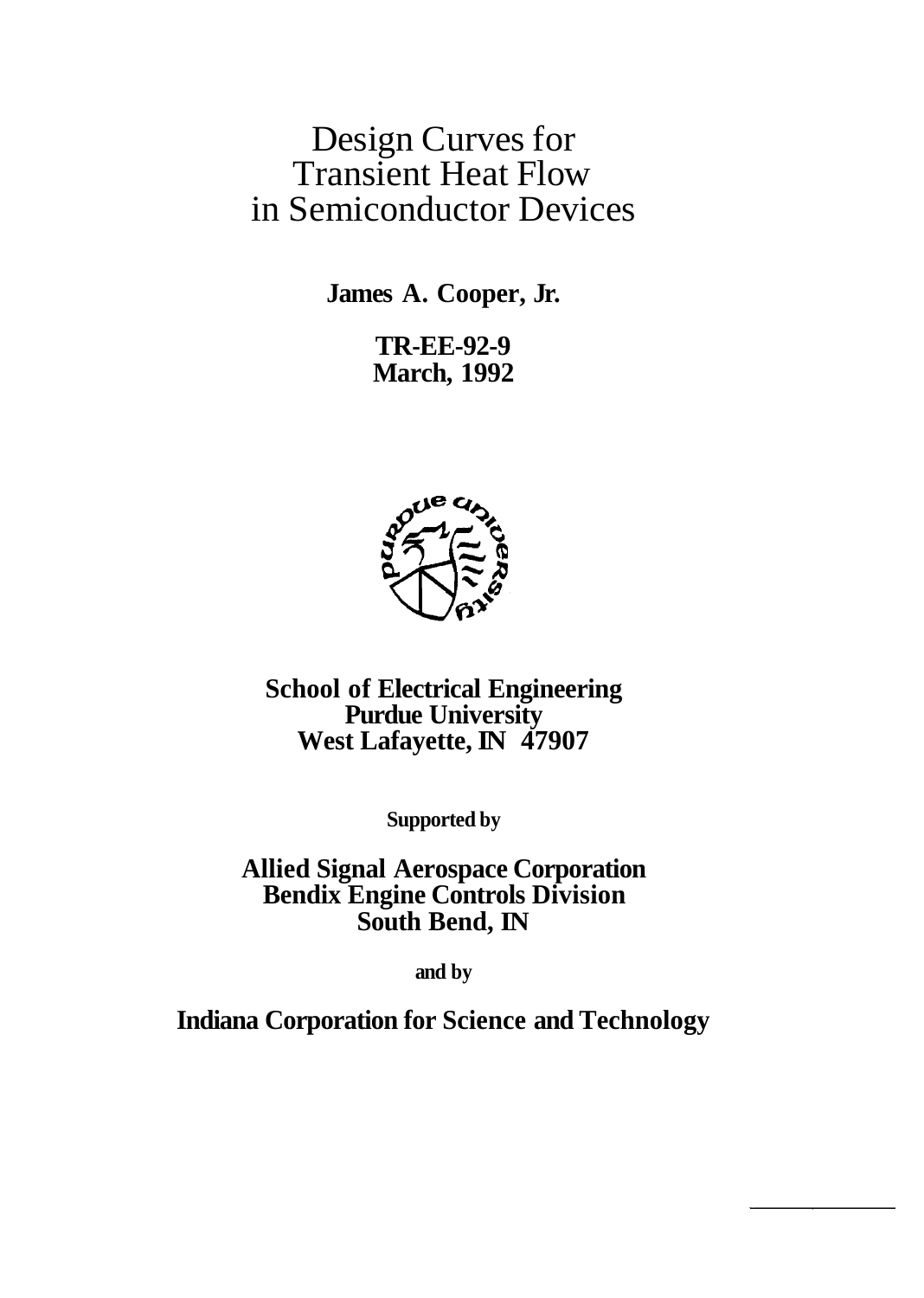# Design Curves for Transient Heat Flow in Semiconductor Devices

**James A. Cooper, Jr.**

**TR-EE-92-9**
**March, 1992**

**School of Electrical Engineering**
**Purdue University**
**West Lafayette, IN 47907**

**Supported by**

**Allied Signal Aerospace Corporation**
**Bendix Engine Controls Division**
**South Bend, IN**

**and by**

**Indiana Corporation for Science and Technology**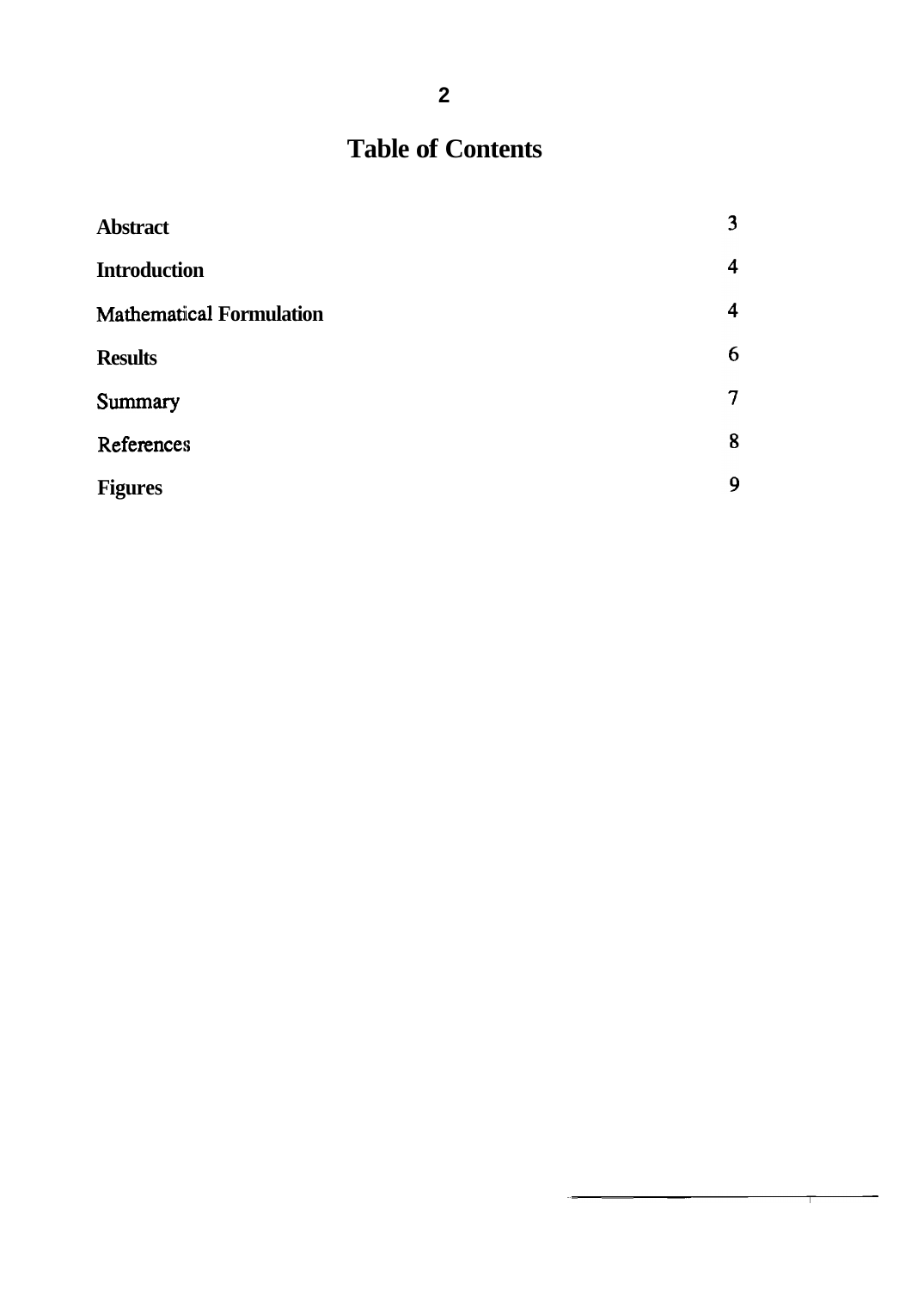# Table of Contents

| | |
|---|---|
| **Abstract** | 3 |
| **Introduction** | 4 |
| **Mathematical Formulation** | 4 |
| **Results** | 6 |
| **Summary** | 7 |
| **References** | 8 |
| **Figures** | 9 |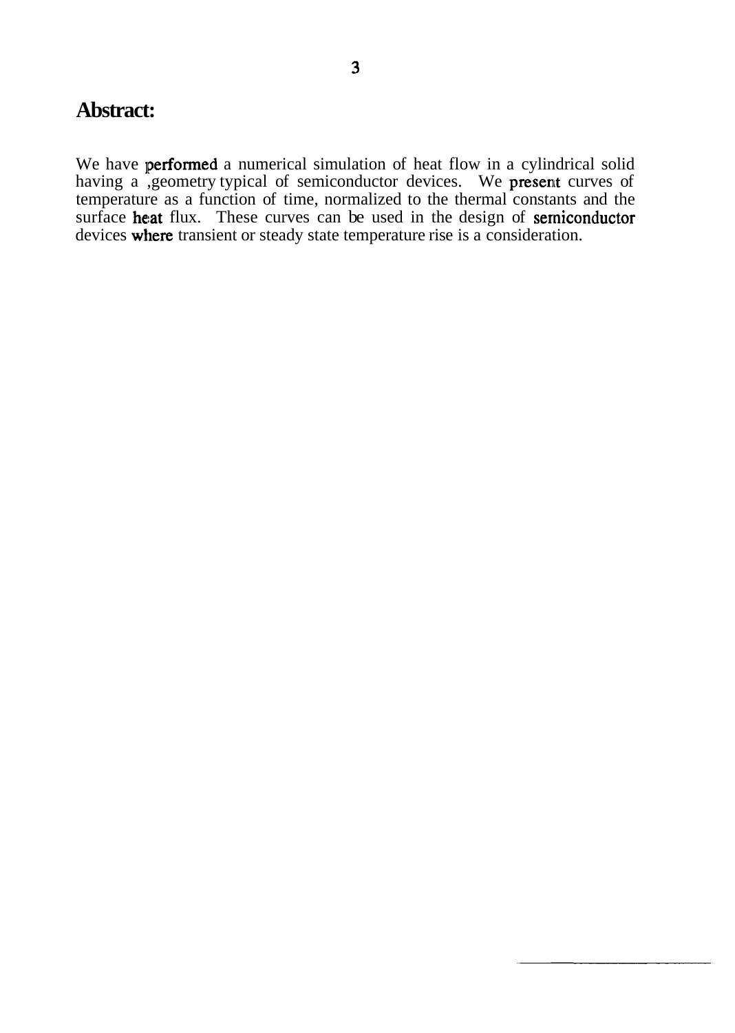# Abstract:

We have performed a numerical simulation of heat flow in a cylindrical solid having a ,geometry typical of semiconductor devices. We present curves of temperature as a function of time, normalized to the thermal constants and the surface heat flux. These curves can be used in the design of semiconductor devices where transient or steady state temperature rise is a consideration.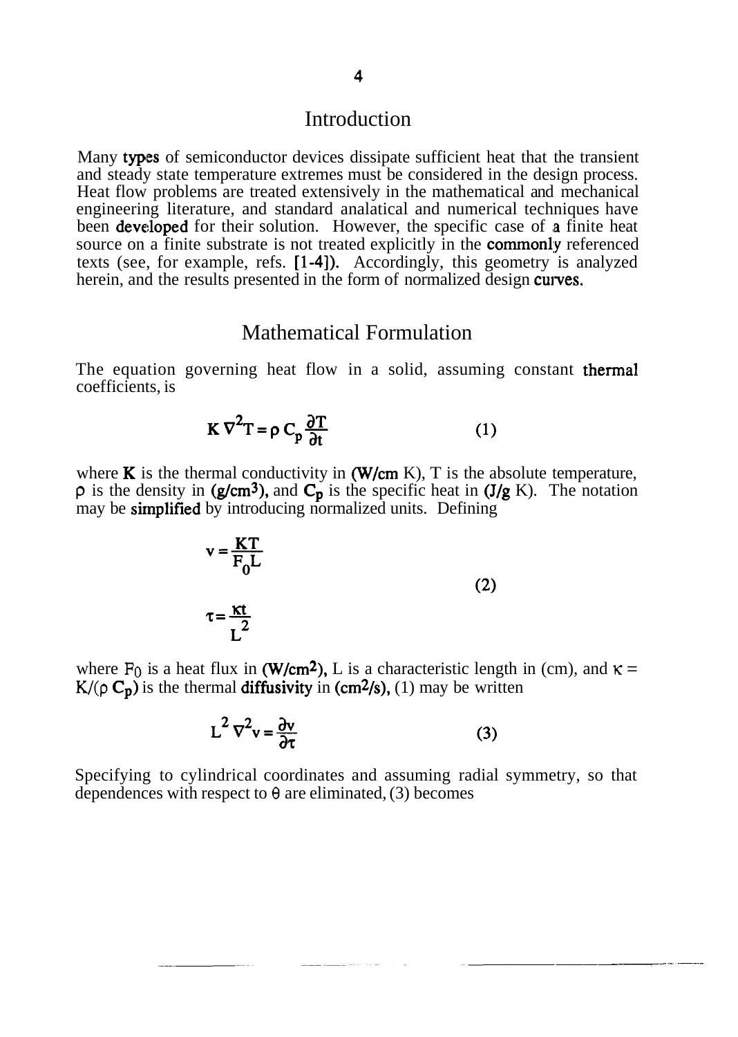## Introduction

Many types of semiconductor devices dissipate sufficient heat that the transient and steady state temperature extremes must be considered in the design process. Heat flow problems are treated extensively in the mathematical and mechanical engineering literature, and standard analatical and numerical techniques have been developed for their solution. However, the specific case of a finite heat source on a finite substrate is not treated explicitly in the commonly referenced texts (see, for example, refs. [1-4]). Accordingly, this geometry is analyzed herein, and the results presented in the form of normalized design curves.

## Mathematical Formulation

The equation governing heat flow in a solid, assuming constant thermal coefficients, is

$$K \nabla^2 T = \rho C_p \frac{\partial T}{\partial t} \tag{1}$$

where $K$ is the thermal conductivity in (W/cm K), T is the absolute temperature, $\rho$ is the density in (g/cm$^3$), and $C_p$ is the specific heat in (J/g K). The notation may be simplified by introducing normalized units. Defining

$$v = \frac{KT}{F_0 L}$$

$$\tau = \frac{\kappa t}{L^2} \tag{2}$$

where $F_0$ is a heat flux in (W/cm$^2$), L is a characteristic length in (cm), and $\kappa = K/(\rho C_p)$ is the thermal diffusivity in (cm$^2$/s), (1) may be written

$$L^2 \nabla^2 v = \frac{\partial v}{\partial \tau} \tag{3}$$

Specifying to cylindrical coordinates and assuming radial symmetry, so that dependences with respect to $\theta$ are eliminated, (3) becomes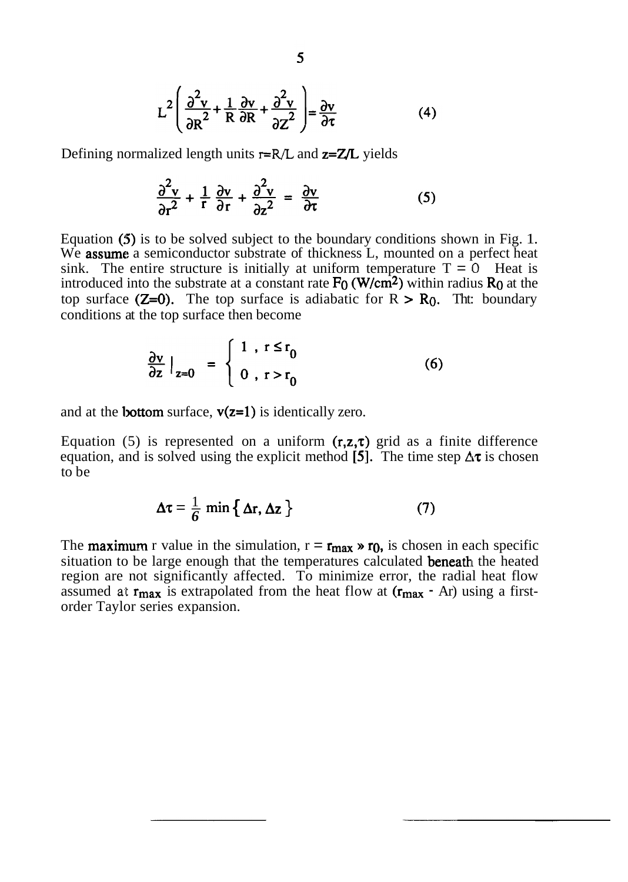$$L^2\left(\frac{\partial^2 v}{\partial R^2}+\frac{1}{R}\frac{\partial v}{\partial R}+\frac{\partial^2 v}{\partial Z^2}\right)=\frac{\partial v}{\partial \tau} \qquad (4)$$

Defining normalized length units $r=R/L$ and $z=Z/L$ yields

$$\frac{\partial^2 v}{\partial r^2}+\frac{1}{r}\frac{\partial v}{\partial r}+\frac{\partial^2 v}{\partial z^2}=\frac{\partial v}{\partial \tau} \qquad (5)$$

Equation (5) is to be solved subject to the boundary conditions shown in Fig. 1. We assume a semiconductor substrate of thickness L, mounted on a perfect heat sink. The entire structure is initially at uniform temperature $T = 0$ Heat is introduced into the substrate at a constant rate $F_0$ ($W/cm^2$) within radius $R_0$ at the top surface ($Z=0$). The top surface is adiabatic for $R > R_0$. The boundary conditions at the top surface then become

$$\left.\frac{\partial v}{\partial z}\right|_{z=0} = \begin{cases} 1 \ , & r \le r_0 \\ 0 \ , & r > r_0 \end{cases} \qquad (6)$$

and at the bottom surface, $v(z=1)$ is identically zero.

Equation (5) is represented on a uniform $(r,z,\tau)$ grid as a finite difference equation, and is solved using the explicit method [5]. The time step $\Delta\tau$ is chosen to be

$$\Delta\tau = \frac{1}{6}\min\{\Delta r, \Delta z\} \qquad (7)$$

The maximum r value in the simulation, $r = r_{max} \gg r_0$, is chosen in each specific situation to be large enough that the temperatures calculated beneath the heated region are not significantly affected. To minimize error, the radial heat flow assumed at $r_{max}$ is extrapolated from the heat flow at ($r_{max}$ - Ar) using a first-order Taylor series expansion.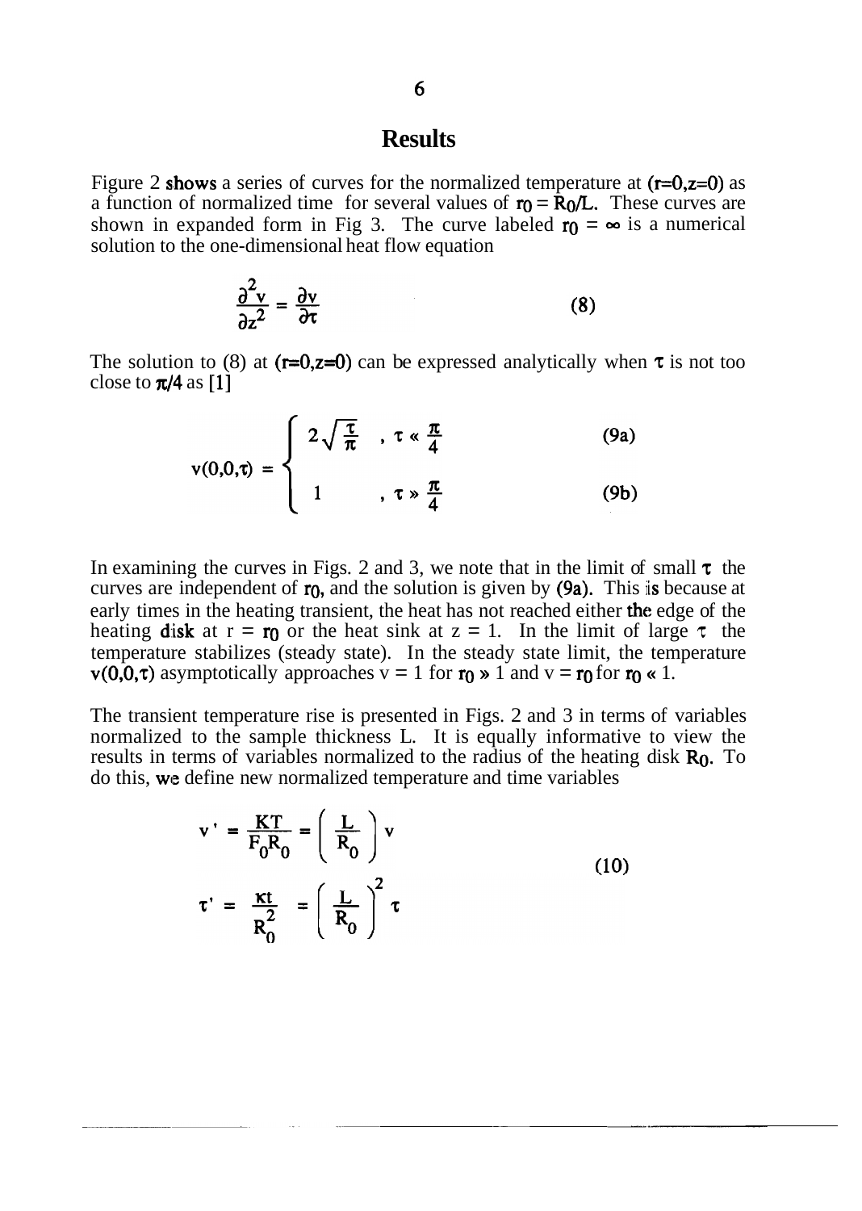## Results

Figure 2 shows a series of curves for the normalized temperature at $(r=0,z=0)$ as a function of normalized time for several values of $r_0 = R_0/L$. These curves are shown in expanded form in Fig 3. The curve labeled $r_0 = \infty$ is a numerical solution to the one-dimensional heat flow equation

$$\frac{\partial^2 v}{\partial z^2} = \frac{\partial v}{\partial \tau} \tag{8}$$

The solution to (8) at $(r=0,z=0)$ can be expressed analytically when $\tau$ is not too close to $\pi/4$ as [1]

$$v(0,0,\tau) = \begin{cases} 2\sqrt{\dfrac{\tau}{\pi}} & , \tau \ll \dfrac{\pi}{4} \qquad \text{(9a)} \\[2ex] 1 & , \tau \gg \dfrac{\pi}{4} \qquad \text{(9b)} \end{cases}$$

In examining the curves in Figs. 2 and 3, we note that in the limit of small $\tau$ the curves are independent of $r_0$, and the solution is given by (9a). This is because at early times in the heating transient, the heat has not reached either the edge of the heating disk at $r = r_0$ or the heat sink at $z = 1$. In the limit of large $\tau$ the temperature stabilizes (steady state). In the steady state limit, the temperature $v(0,0,\tau)$ asymptotically approaches $v = 1$ for $r_0 \gg 1$ and $v = r_0$ for $r_0 \ll 1$.

The transient temperature rise is presented in Figs. 2 and 3 in terms of variables normalized to the sample thickness L. It is equally informative to view the results in terms of variables normalized to the radius of the heating disk $R_0$. To do this, we define new normalized temperature and time variables

$$\begin{aligned} v' &= \frac{KT}{F_0 R_0} = \left(\frac{L}{R_0}\right) v \\ \tau' &= \frac{\kappa t}{R_0^2} = \left(\frac{L}{R_0}\right)^2 \tau \end{aligned} \tag{10}$$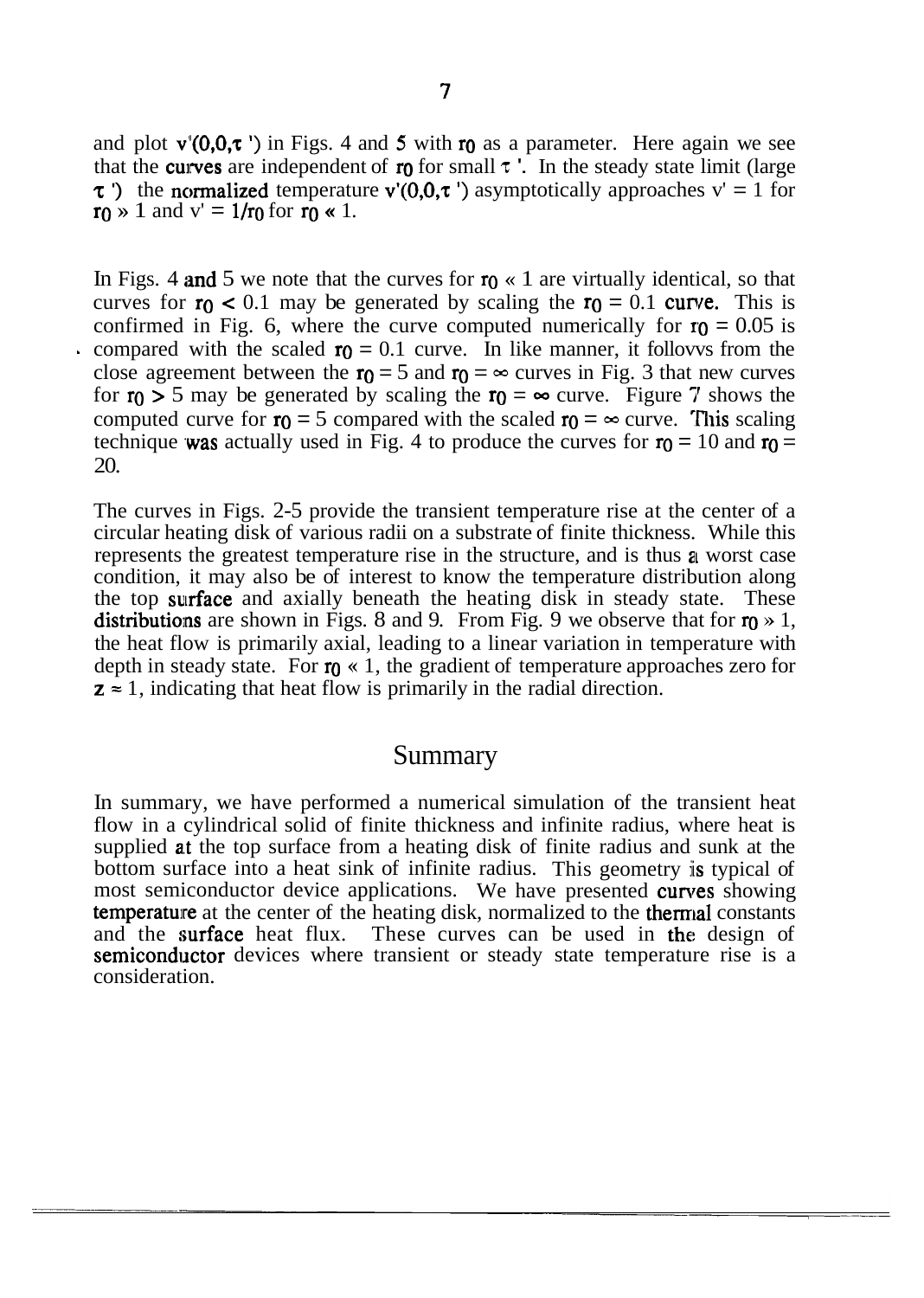and plot $v'(0,0,\tau')$ in Figs. 4 and 5 with $r_0$ as a parameter. Here again we see that the curves are independent of $r_0$ for small $\tau'$. In the steady state limit (large $\tau'$) the normalized temperature $v'(0,0,\tau')$ asymptotically approaches $v' = 1$ for $r_0 \gg 1$ and $v' = 1/r_0$ for $r_0 \ll 1$.

In Figs. 4 and 5 we note that the curves for $r_0 \ll 1$ are virtually identical, so that curves for $r_0 < 0.1$ may be generated by scaling the $r_0 = 0.1$ curve. This is confirmed in Fig. 6, where the curve computed numerically for $r_0 = 0.05$ is compared with the scaled $r_0 = 0.1$ curve. In like manner, it follovvs from the close agreement between the $r_0 = 5$ and $r_0 = \infty$ curves in Fig. 3 that new curves for $r_0 > 5$ may be generated by scaling the $r_0 = \infty$ curve. Figure 7 shows the computed curve for $r_0 = 5$ compared with the scaled $r_0 = \infty$ curve. This scaling technique was actually used in Fig. 4 to produce the curves for $r_0 = 10$ and $r_0 = 20$.

The curves in Figs. 2-5 provide the transient temperature rise at the center of a circular heating disk of various radii on a substrate of finite thickness. While this represents the greatest temperature rise in the structure, and is thus a worst case condition, it may also be of interest to know the temperature distribution along the top surface and axially beneath the heating disk in steady state. These distributions are shown in Figs. 8 and 9. From Fig. 9 we observe that for $r_0 \gg 1$, the heat flow is primarily axial, leading to a linear variation in temperature with depth in steady state. For $r_0 \ll 1$, the gradient of temperature approaches zero for $z \approx 1$, indicating that heat flow is primarily in the radial direction.

## Summary

In summary, we have performed a numerical simulation of the transient heat flow in a cylindrical solid of finite thickness and infinite radius, where heat is supplied at the top surface from a heating disk of finite radius and sunk at the bottom surface into a heat sink of infinite radius. This geometry is typical of most semiconductor device applications. We have presented curves showing temperature at the center of the heating disk, normalized to the thermal constants and the surface heat flux. These curves can be used in the design of semiconductor devices where transient or steady state temperature rise is a consideration.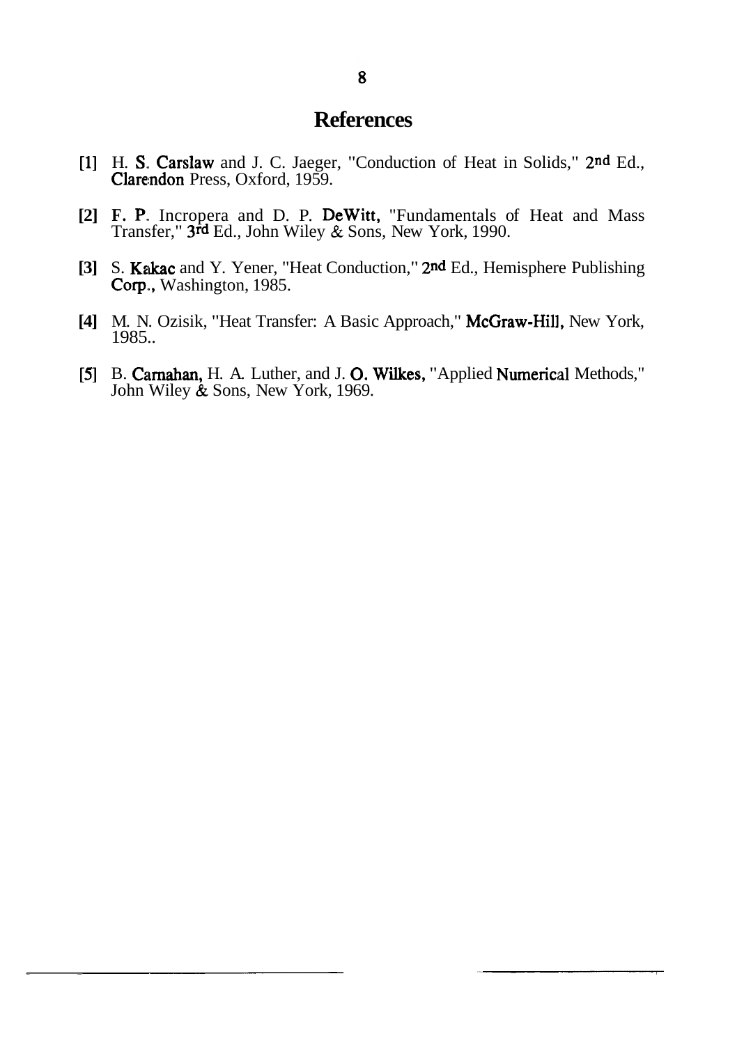# References

[1] H. S. Carslaw and J. C. Jaeger, "Conduction of Heat in Solids," 2nd Ed., Clarendon Press, Oxford, 1959.

[2] F. P. Incropera and D. P. DeWitt, "Fundamentals of Heat and Mass Transfer," 3rd Ed., John Wiley & Sons, New York, 1990.

[3] S. Kakac and Y. Yener, "Heat Conduction," 2nd Ed., Hemisphere Publishing Corp., Washington, 1985.

[4] M. N. Ozisik, "Heat Transfer: A Basic Approach," McGraw-Hill, New York, 1985..

[5] B. Carnahan, H. A. Luther, and J. O. Wilkes, "Applied Numerical Methods," John Wiley & Sons, New York, 1969.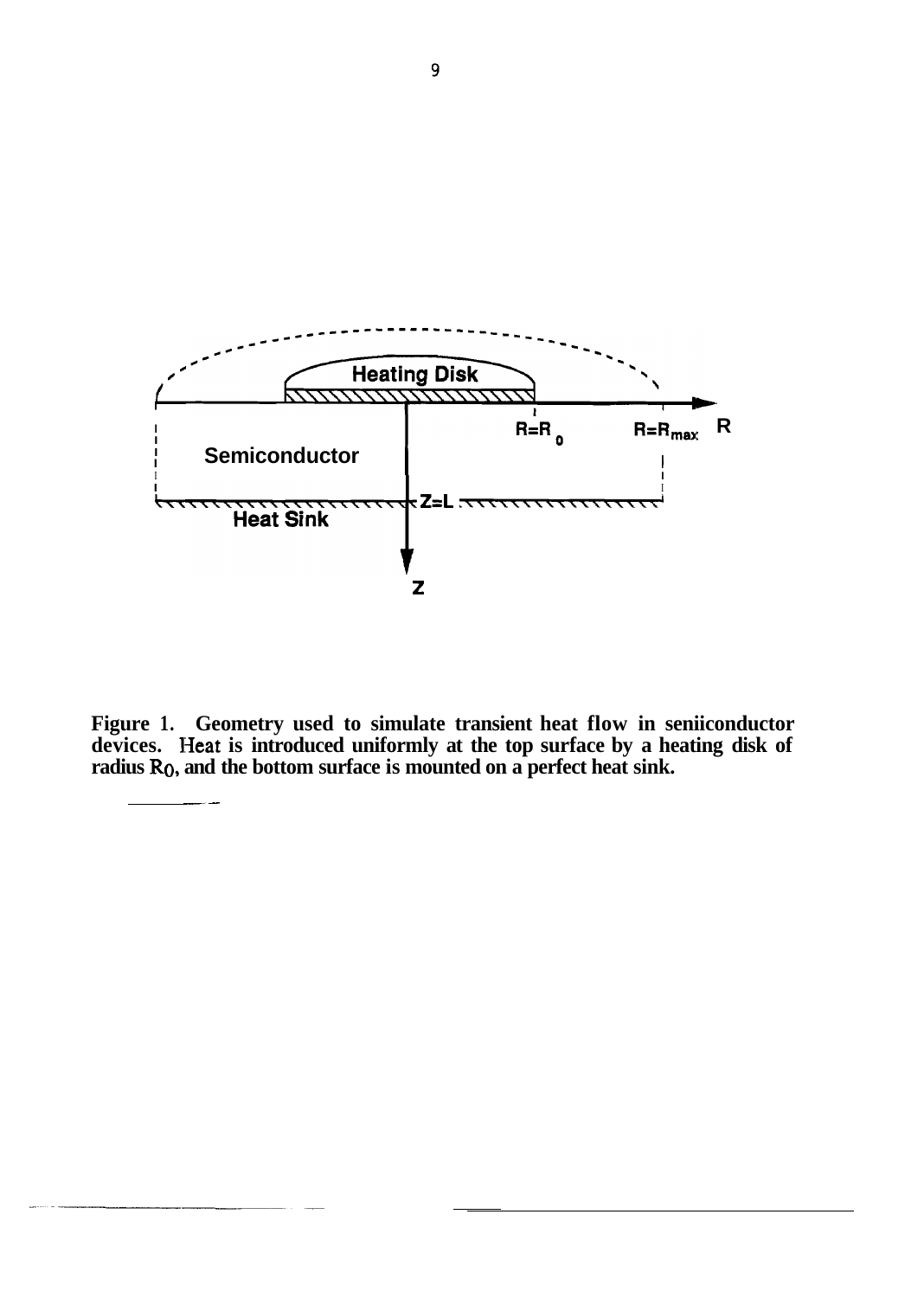Figure 1. Geometry used to simulate transient heat flow in seniiconductor devices. Heat is introduced uniformly at the top surface by a heating disk of radius $R_0$, and the bottom surface is mounted on a perfect heat sink.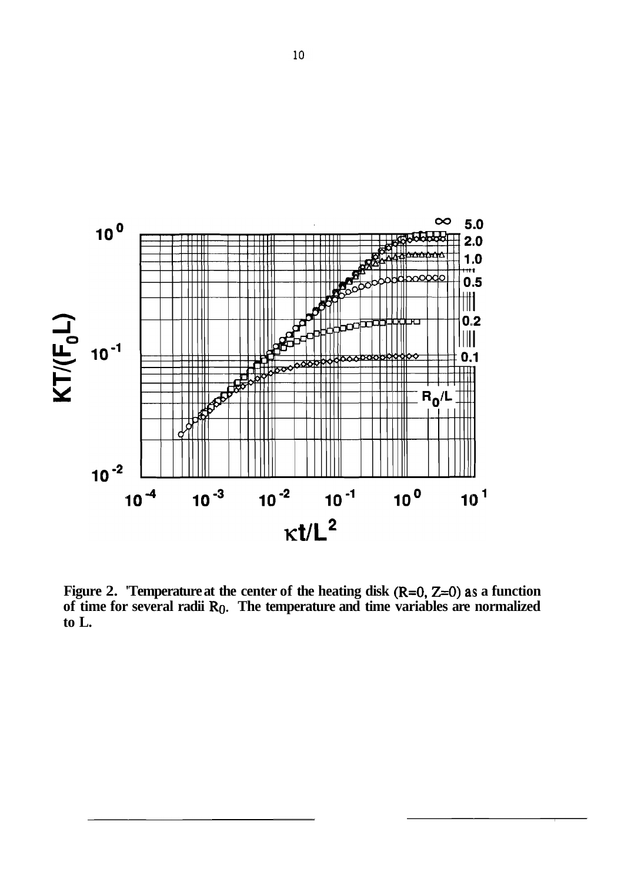$10^{0}$

$10^{-1}$

$10^{-2}$

$KT/(F_0L)$

$10^{-4}$ $10^{-3}$ $10^{-2}$ $10^{-1}$ $10^{0}$ $10^{1}$

$\kappa t/L^2$

$\infty$ 5.0

2.0

1.0

0.5

0.2

0.1

$R_0/L$

**Figure 2. Temperature at the center of the heating disk ($R=0$, $Z=0$) as a function of time for several radii $R_0$. The temperature and time variables are normalized to L.**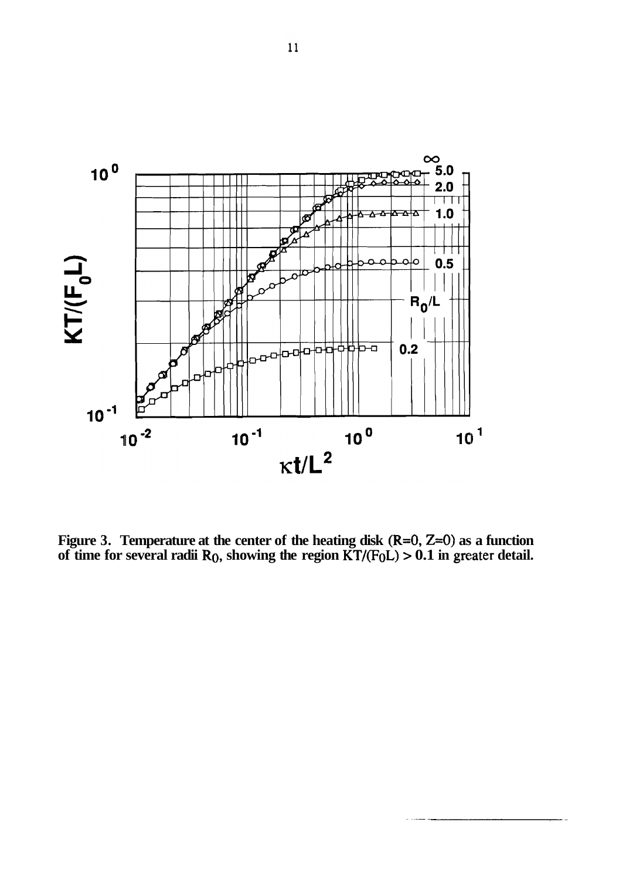$10^0$

$10^{-1}$

$KT/(F_0L)$

$\infty$

5.0

2.0

1.0

0.5

$R_0/L$

0.2

$10^{-2}$

$10^{-1}$

$10^0$

$10^1$

$\kappa t/L^2$

**Figure 3. Temperature at the center of the heating disk (R=0, Z=0) as a function of time for several radii $R_0$, showing the region $KT/(F_0L) > 0.1$ in greater detail.**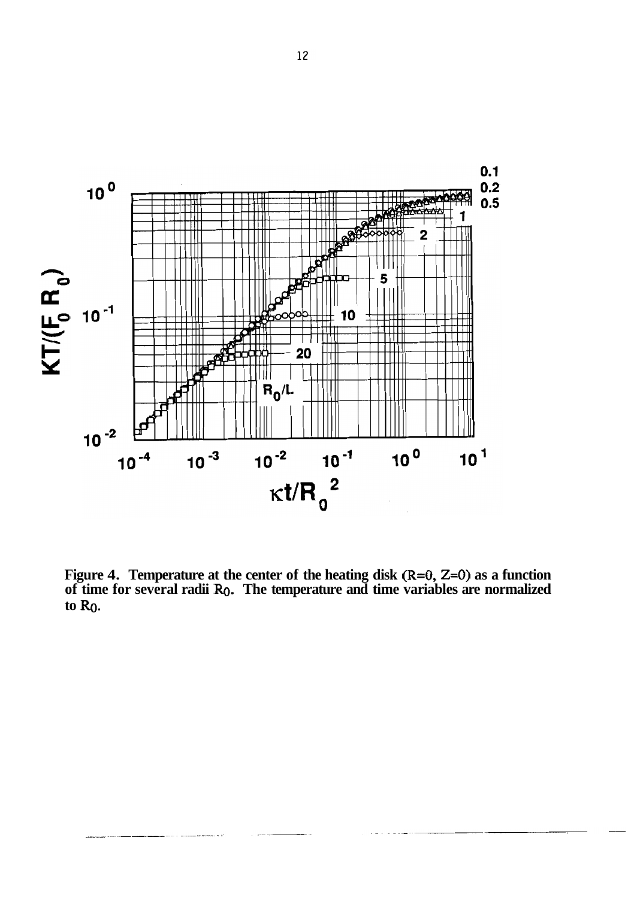$10^0$

$10^{-1}$

$10^{-2}$

$KT/(F_0 R_0)$

$10^{-4}$ $10^{-3}$ $10^{-2}$ $10^{-1}$ $10^0$ $10^1$

$\kappa t/R_0^{\,2}$

0.1

0.2

0.5

1

2

5

10

20

$R_0/L$

**Figure 4. Temperature at the center of the heating disk (R=0, Z=0) as a function of time for several radii $R_0$. The temperature and time variables are normalized to $R_0$.**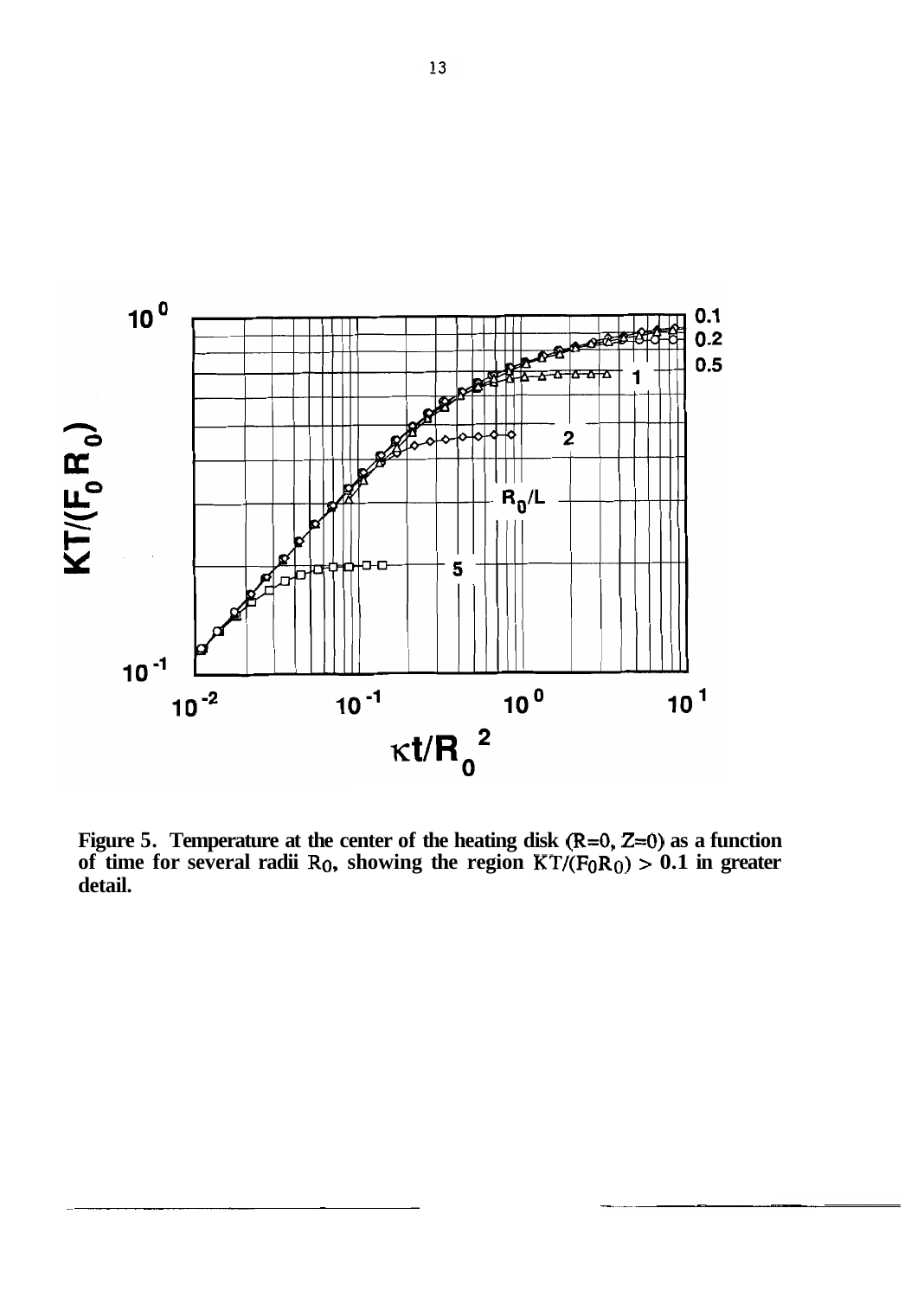$10^0$

$10^{-1}$

$KT/(F_0R_0)$

$10^{-2}$ $10^{-1}$ $10^0$ $10^1$

$\kappa t/R_0{}^2$

0.1
0.2
0.5
1
2
$R_0/L$
5

**Figure 5. Temperature at the center of the heating disk (R=0, Z=0) as a function of time for several radii $R_0$, showing the region $KT/(F_0R_0) > 0.1$ in greater detail.**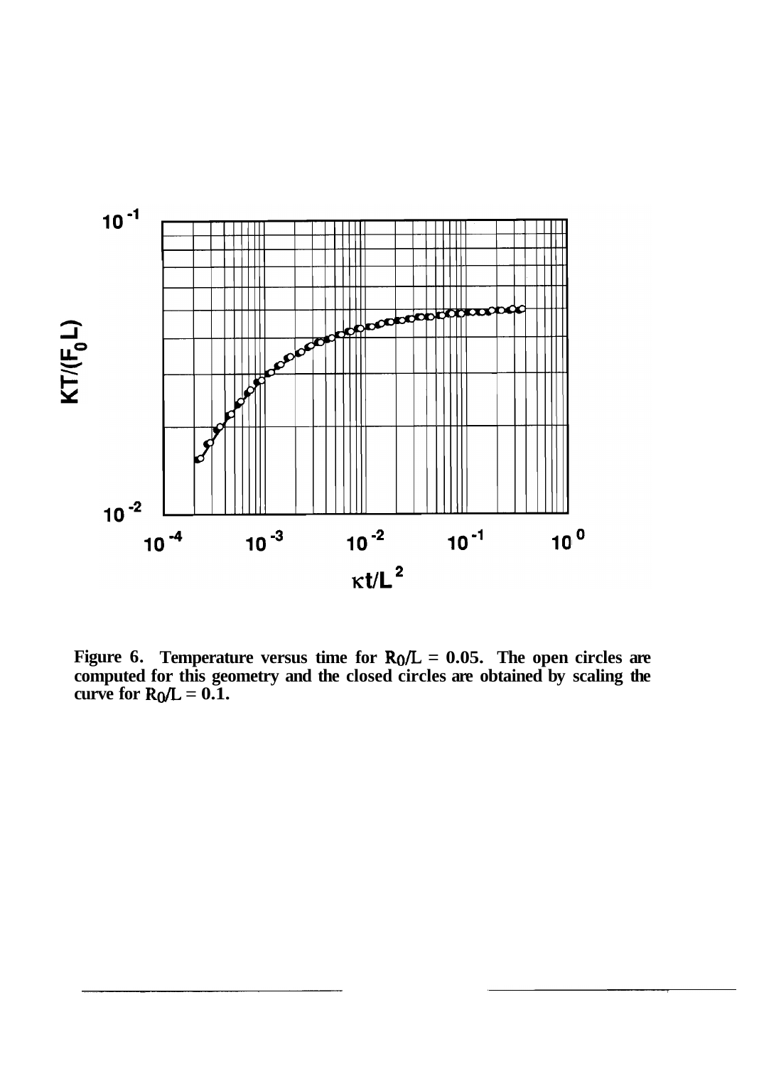$10^{-1}$

$KT/(F_0L)$

$10^{-2}$

$10^{-4}$ $10^{-3}$ $10^{-2}$ $10^{-1}$ $10^{0}$

$\kappa t/L^2$

**Figure 6. Temperature versus time for $R_0/L = 0.05$. The open circles are computed for this geometry and the closed circles are obtained by scaling the curve for $R_0/L = 0.1$.**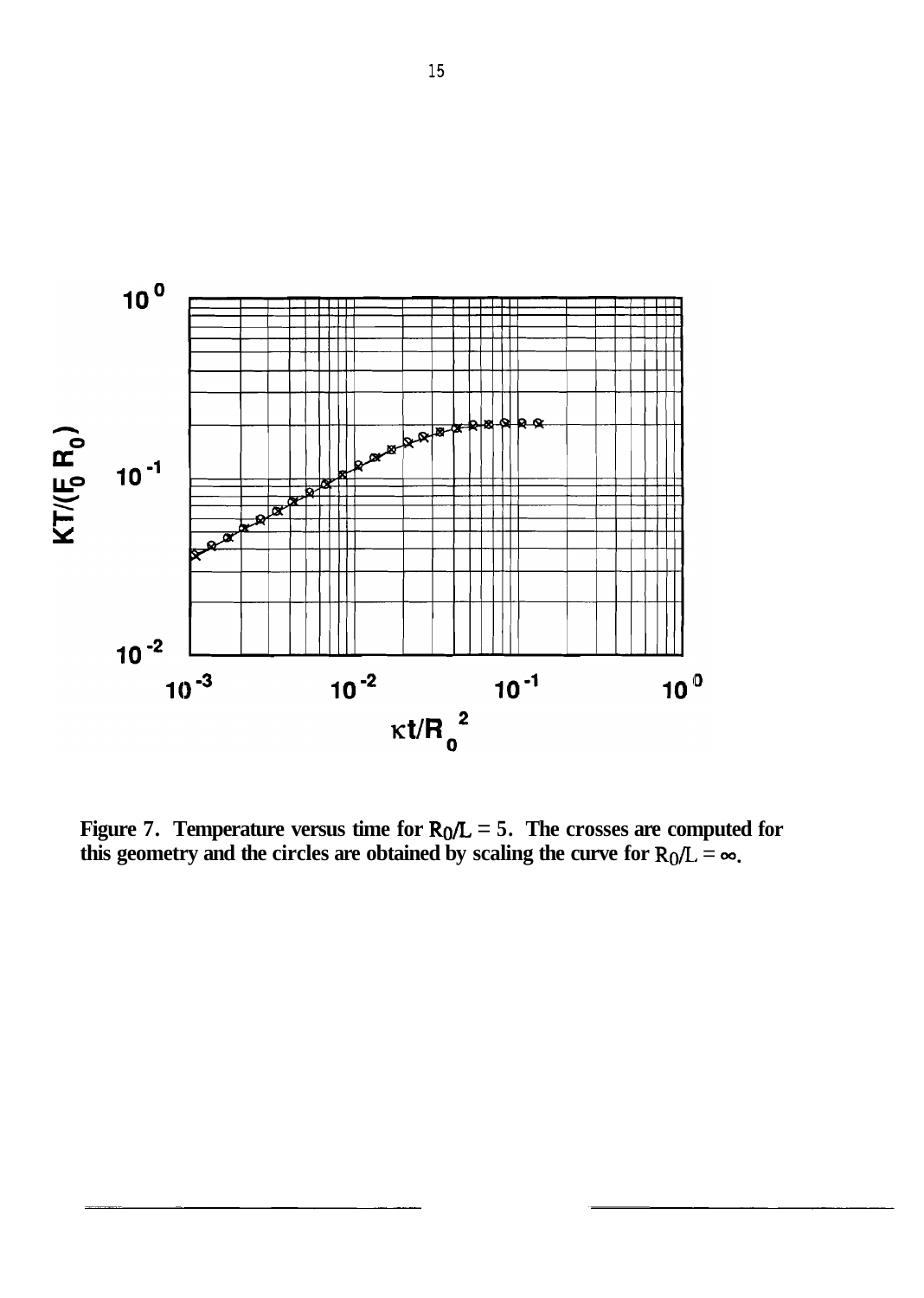$10^{0}$

$10^{-1}$

$10^{-2}$

$KT/(F_0 R_0)$

$10^{-3}$ $10^{-2}$ $10^{-1}$ $10^{0}$

$\kappa t/R_0^2$

**Figure 7. Temperature versus time for $R_0/L = 5$. The crosses are computed for this geometry and the circles are obtained by scaling the curve for $R_0/L = \infty$.**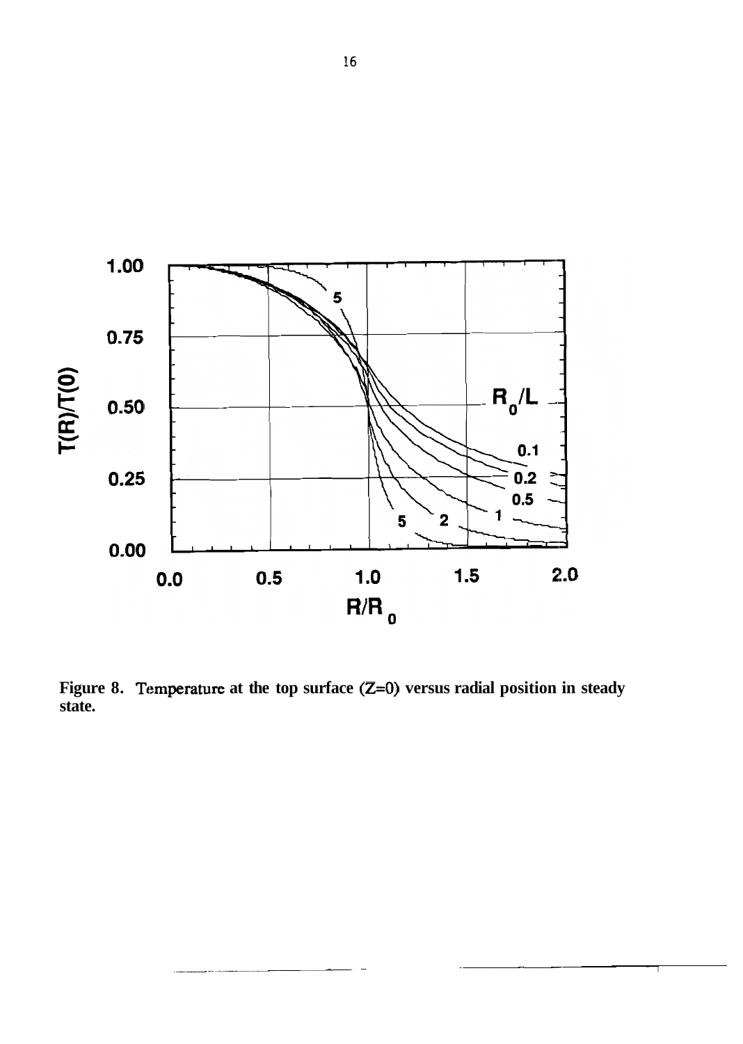Figure 8. Temperature at the top surface (Z=0) versus radial position in steady state.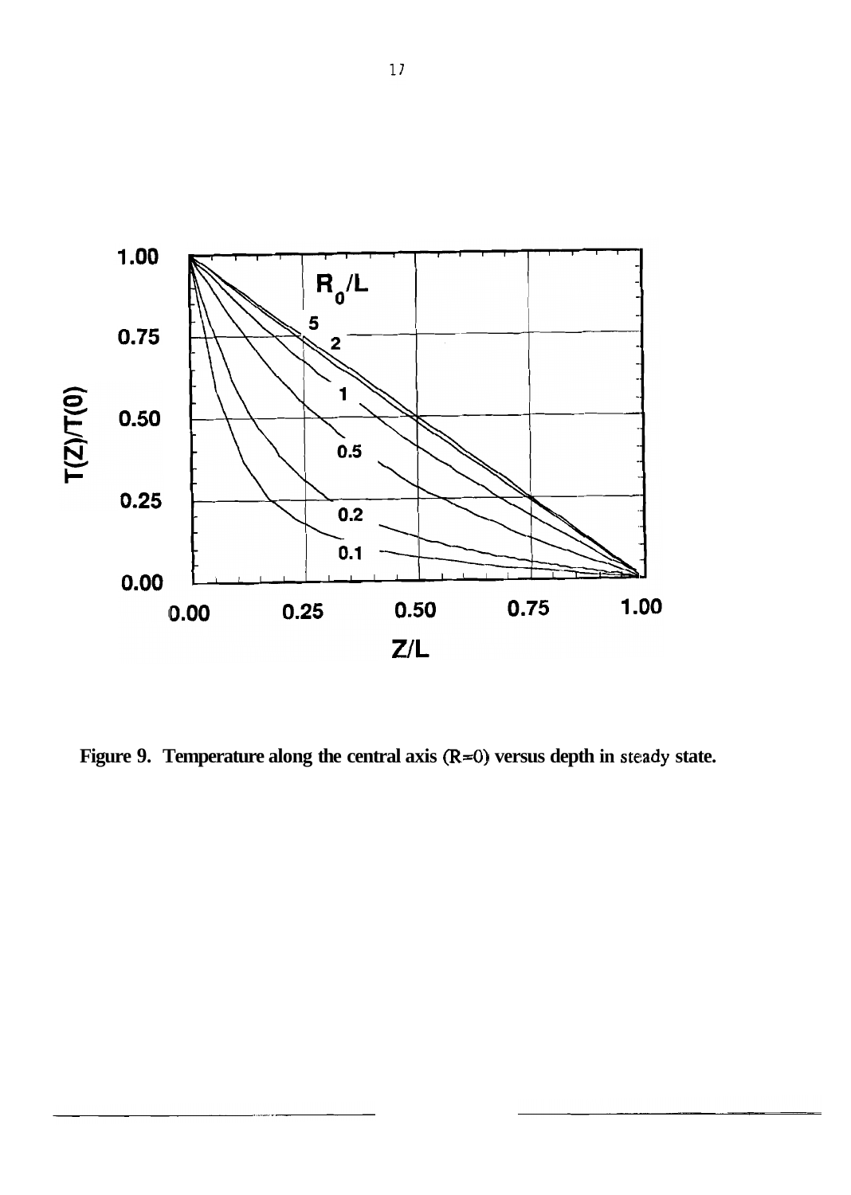1.00
0.75
0.50
0.25
0.00

T(Z)/T(0)

$R_0/L$

5
2
1
0.5
0.2
0.1

0.00
0.25
0.50
0.75
1.00

Z/L

**Figure 9. Temperature along the central axis (R=0) versus depth in steady state.**